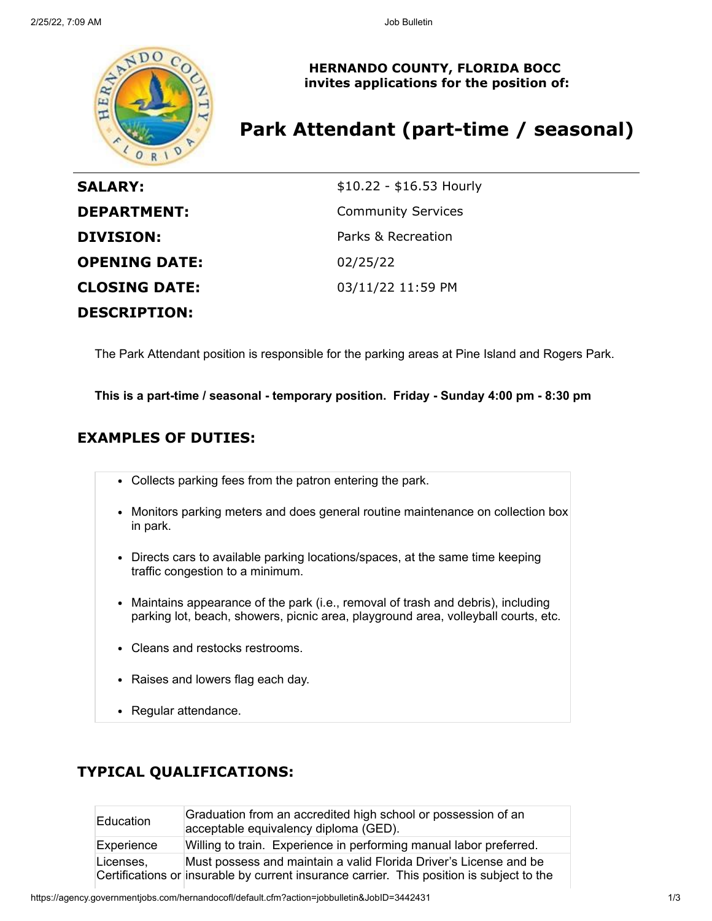**HERNANDO COUNTY, FLORIDA BOCC**
**invites applications for the position of:**

# Park Attendant (part-time / seasonal)

| | |
|---|---|
| **SALARY:** | $10.22 - $16.53 Hourly |
| **DEPARTMENT:** | Community Services |
| **DIVISION:** | Parks & Recreation |
| **OPENING DATE:** | 02/25/22 |
| **CLOSING DATE:** | 03/11/22 11:59 PM |

**DESCRIPTION:**

The Park Attendant position is responsible for the parking areas at Pine Island and Rogers Park.

**This is a part-time / seasonal - temporary position. Friday - Sunday 4:00 pm - 8:30 pm**

## EXAMPLES OF DUTIES:

- Collects parking fees from the patron entering the park.
- Monitors parking meters and does general routine maintenance on collection box in park.
- Directs cars to available parking locations/spaces, at the same time keeping traffic congestion to a minimum.
- Maintains appearance of the park (i.e., removal of trash and debris), including parking lot, beach, showers, picnic area, playground area, volleyball courts, etc.
- Cleans and restocks restrooms.
- Raises and lowers flag each day.
- Regular attendance.

## TYPICAL QUALIFICATIONS:

| | |
|---|---|
| Education | Graduation from an accredited high school or possession of an acceptable equivalency diploma (GED). |
| Experience | Willing to train. Experience in performing manual labor preferred. |
| Licenses, Certifications or | Must possess and maintain a valid Florida Driver's License and be insurable by current insurance carrier. This position is subject to the |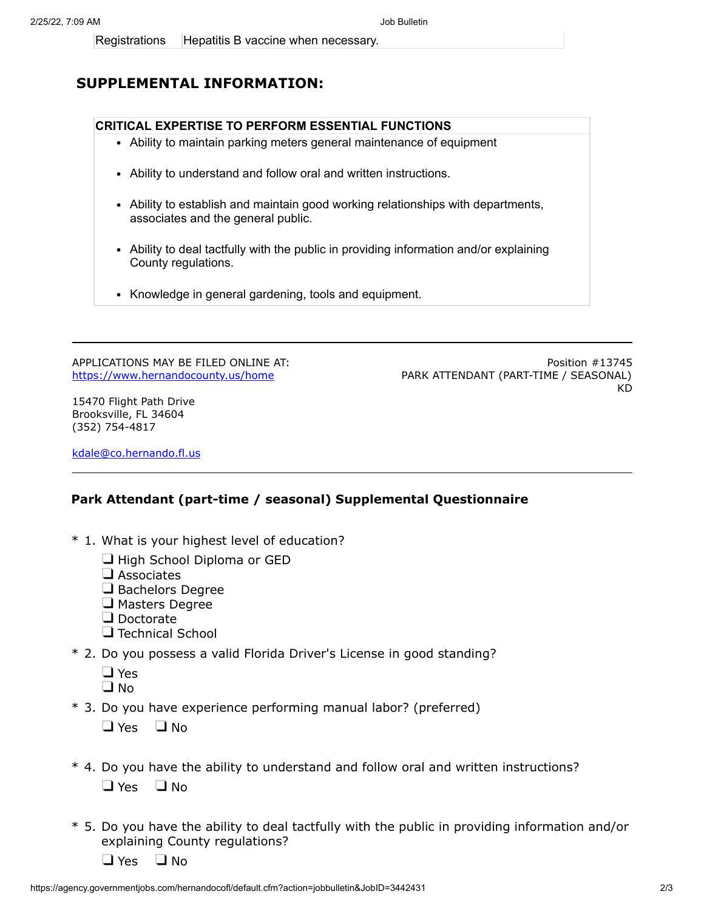| Registrations | Hepatitis B vaccine when necessary. |
|---|---|

## SUPPLEMENTAL INFORMATION:

**CRITICAL EXPERTISE TO PERFORM ESSENTIAL FUNCTIONS**

- Ability to maintain parking meters general maintenance of equipment
- Ability to understand and follow oral and written instructions.
- Ability to establish and maintain good working relationships with departments, associates and the general public.
- Ability to deal tactfully with the public in providing information and/or explaining County regulations.
- Knowledge in general gardening, tools and equipment.

---

APPLICATIONS MAY BE FILED ONLINE AT:
https://www.hernandocounty.us/home

15470 Flight Path Drive
Brooksville, FL 34604
(352) 754-4817

kdale@co.hernando.fl.us

Position #13745
PARK ATTENDANT (PART-TIME / SEASONAL)
KD

---

### Park Attendant (part-time / seasonal) Supplemental Questionnaire

\* 1. What is your highest level of education?

- ❑ High School Diploma or GED
- ❑ Associates
- ❑ Bachelors Degree
- ❑ Masters Degree
- ❑ Doctorate
- ❑ Technical School

\* 2. Do you possess a valid Florida Driver's License in good standing?

- ❑ Yes
- ❑ No

\* 3. Do you have experience performing manual labor? (preferred)

❑ Yes ❑ No

\* 4. Do you have the ability to understand and follow oral and written instructions?

❑ Yes ❑ No

\* 5. Do you have the ability to deal tactfully with the public in providing information and/or explaining County regulations?

❑ Yes ❑ No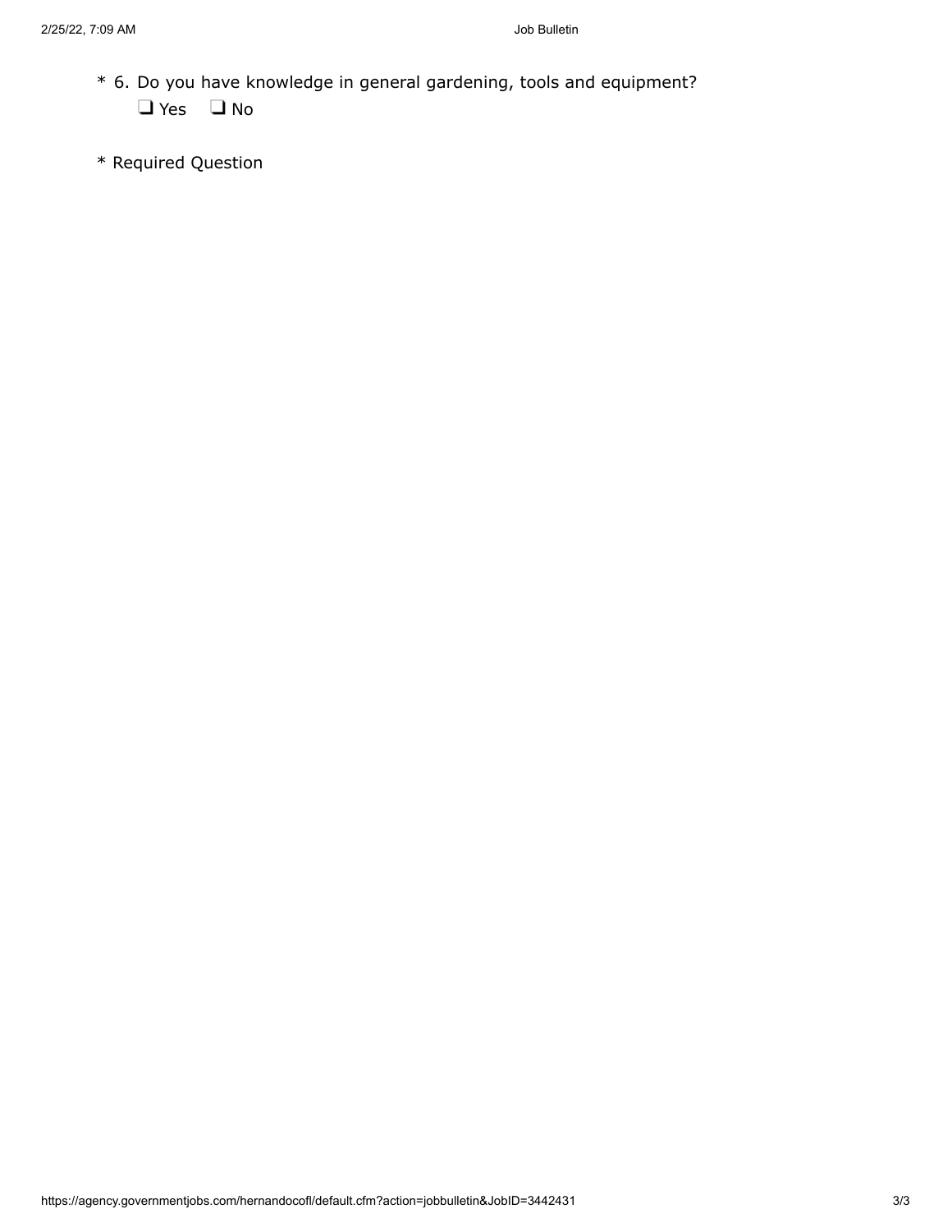* 6. Do you have knowledge in general gardening, tools and equipment?

  ❑ Yes ❑ No

* Required Question